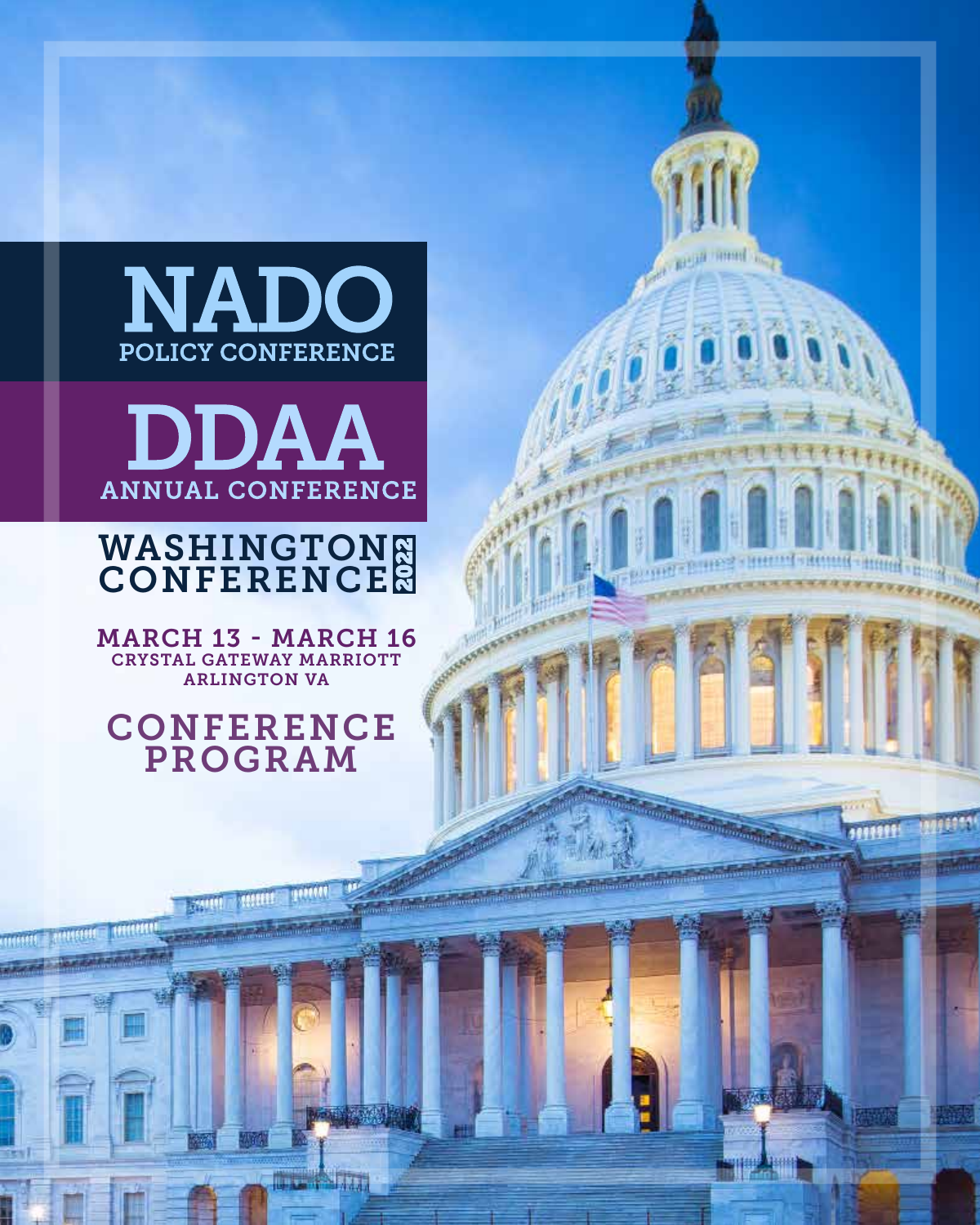# NADO
## POLICY CONFERENCE

# DDAA
## ANNUAL CONFERENCE

## WASHINGTON CONFERENCE 2022

**MARCH 13 - MARCH 16**
**CRYSTAL GATEWAY MARRIOTT**
**ARLINGTON VA**

## CONFERENCE PROGRAM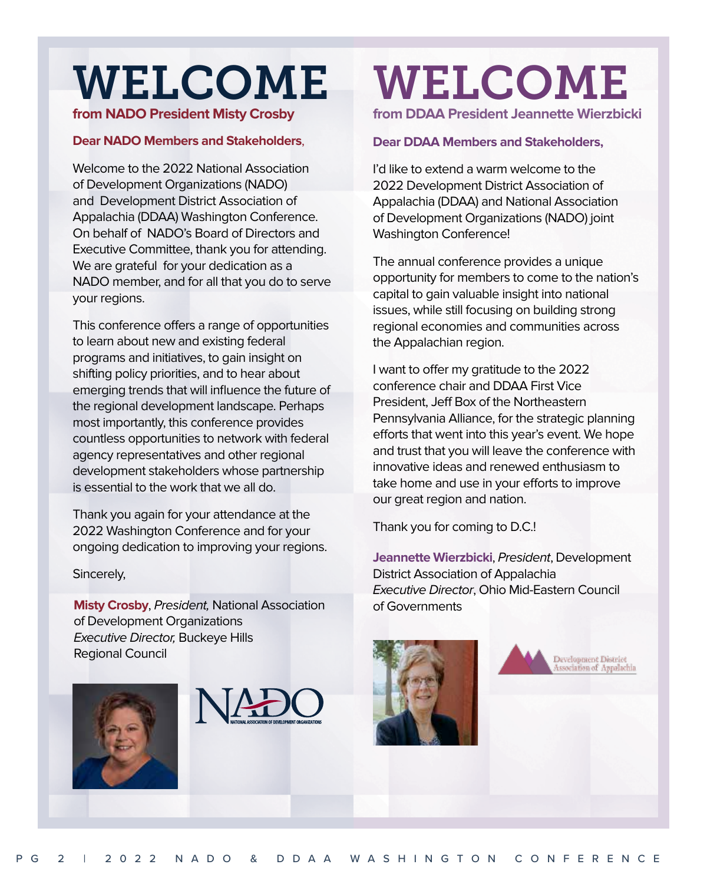# WELCOME

## from NADO President Misty Crosby

**Dear NADO Members and Stakeholders**,

Welcome to the 2022 National Association of Development Organizations (NADO) and Development District Association of Appalachia (DDAA) Washington Conference. On behalf of NADO's Board of Directors and Executive Committee, thank you for attending. We are grateful for your dedication as a NADO member, and for all that you do to serve your regions.

This conference offers a range of opportunities to learn about new and existing federal programs and initiatives, to gain insight on shifting policy priorities, and to hear about emerging trends that will influence the future of the regional development landscape. Perhaps most importantly, this conference provides countless opportunities to network with federal agency representatives and other regional development stakeholders whose partnership is essential to the work that we all do.

Thank you again for your attendance at the 2022 Washington Conference and for your ongoing dedication to improving your regions.

Sincerely,

**Misty Crosby**, *President,* National Association of Development Organizations
*Executive Director,* Buckeye Hills Regional Council

NADO
NATIONAL ASSOCIATION OF DEVELOPMENT ORGANIZATIONS

# WELCOME

## from DDAA President Jeannette Wierzbicki

**Dear DDAA Members and Stakeholders,**

I'd like to extend a warm welcome to the 2022 Development District Association of Appalachia (DDAA) and National Association of Development Organizations (NADO) joint Washington Conference!

The annual conference provides a unique opportunity for members to come to the nation's capital to gain valuable insight into national issues, while still focusing on building strong regional economies and communities across the Appalachian region.

I want to offer my gratitude to the 2022 conference chair and DDAA First Vice President, Jeff Box of the Northeastern Pennsylvania Alliance, for the strategic planning efforts that went into this year's event. We hope and trust that you will leave the conference with innovative ideas and renewed enthusiasm to take home and use in your efforts to improve our great region and nation.

Thank you for coming to D.C.!

**Jeannette Wierzbicki**, *President*, Development District Association of Appalachia
*Executive Director*, Ohio Mid-Eastern Council of Governments

Development District Association of Appalachia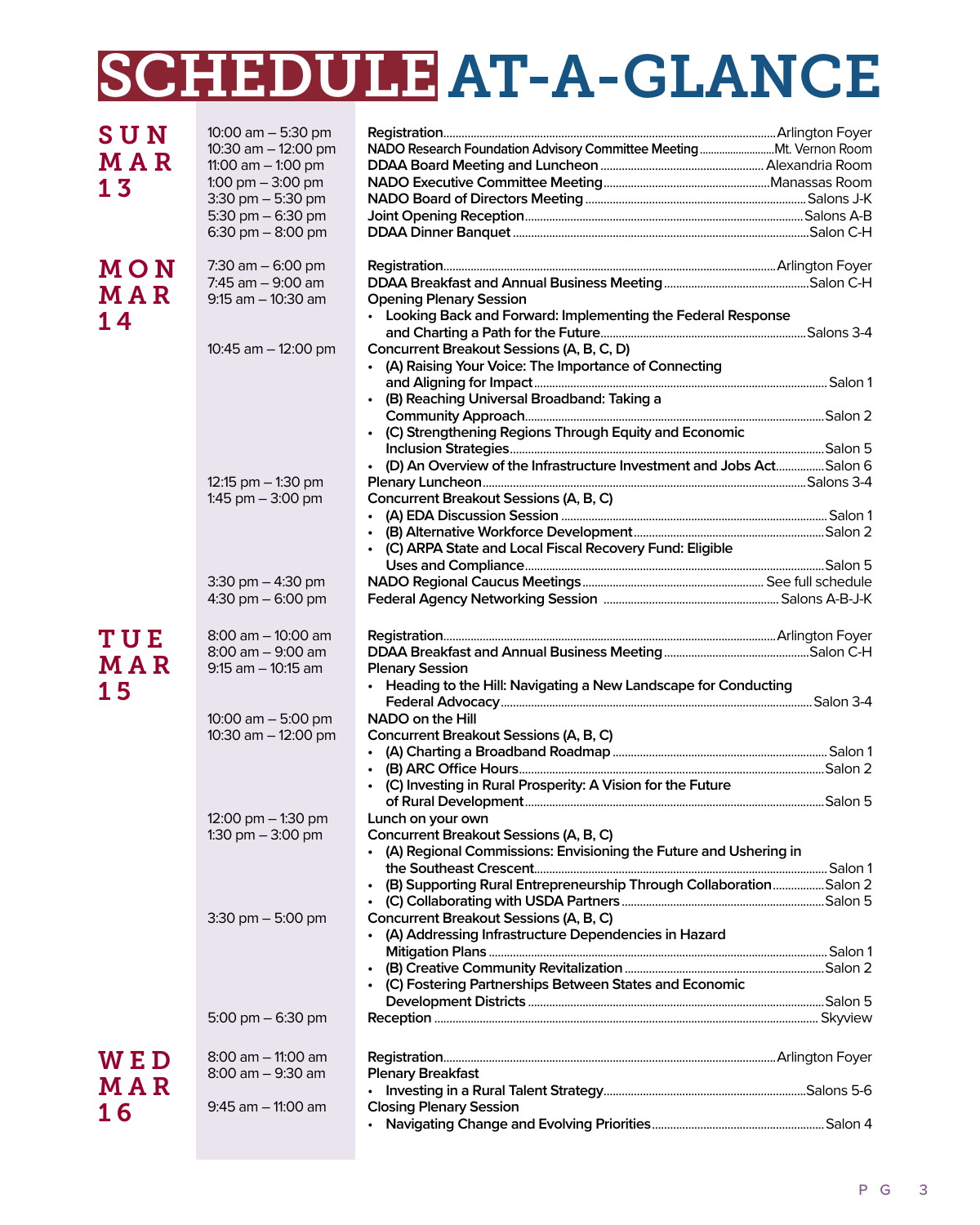# SCHEDULE AT-A-GLANCE

## SUN MAR 13

| Time | Event | Location |
|---|---|---|
| 10:00 am – 5:30 pm | **Registration** | Arlington Foyer |
| 10:30 am – 12:00 pm | **NADO Research Foundation Advisory Committee Meeting** | Mt. Vernon Room |
| 11:00 am – 1:00 pm | **DDAA Board Meeting and Luncheon** | Alexandria Room |
| 1:00 pm – 3:00 pm | **NADO Executive Committee Meeting** | Manassas Room |
| 3:30 pm – 5:30 pm | **NADO Board of Directors Meeting** | Salons J-K |
| 5:30 pm – 6:30 pm | **Joint Opening Reception** | Salons A-B |
| 6:30 pm – 8:00 pm | **DDAA Dinner Banquet** | Salon C-H |

## MON MAR 14

| Time | Event | Location |
|---|---|---|
| 7:30 am – 6:00 pm | **Registration** | Arlington Foyer |
| 7:45 am – 9:00 am | **DDAA Breakfast and Annual Business Meeting** | Salon C-H |
| 9:15 am – 10:30 am | **Opening Plenary Session** | |
| | • Looking Back and Forward: Implementing the Federal Response and Charting a Path for the Future | Salons 3-4 |
| 10:45 am – 12:00 pm | **Concurrent Breakout Sessions (A, B, C, D)** | |
| | • (A) Raising Your Voice: The Importance of Connecting and Aligning for Impact | Salon 1 |
| | • (B) Reaching Universal Broadband: Taking a Community Approach | Salon 2 |
| | • (C) Strengthening Regions Through Equity and Economic Inclusion Strategies | Salon 5 |
| | • (D) An Overview of the Infrastructure Investment and Jobs Act | Salon 6 |
| 12:15 pm – 1:30 pm | **Plenary Luncheon** | Salons 3-4 |
| 1:45 pm – 3:00 pm | **Concurrent Breakout Sessions (A, B, C)** | |
| | • (A) EDA Discussion Session | Salon 1 |
| | • (B) Alternative Workforce Development | Salon 2 |
| | • (C) ARPA State and Local Fiscal Recovery Fund: Eligible Uses and Compliance | Salon 5 |
| 3:30 pm – 4:30 pm | **NADO Regional Caucus Meetings** | See full schedule |
| 4:30 pm – 6:00 pm | **Federal Agency Networking Session** | Salons A-B-J-K |

## TUE MAR 15

| Time | Event | Location |
|---|---|---|
| 8:00 am – 10:00 am | **Registration** | Arlington Foyer |
| 8:00 am – 9:00 am | **DDAA Breakfast and Annual Business Meeting** | Salon C-H |
| 9:15 am – 10:15 am | **Plenary Session** | |
| | • Heading to the Hill: Navigating a New Landscape for Conducting Federal Advocacy | Salon 3-4 |
| 10:00 am – 5:00 pm | **NADO on the Hill** | |
| 10:30 am – 12:00 pm | **Concurrent Breakout Sessions (A, B, C)** | |
| | • (A) Charting a Broadband Roadmap | Salon 1 |
| | • (B) ARC Office Hours | Salon 2 |
| | • (C) Investing in Rural Prosperity: A Vision for the Future of Rural Development | Salon 5 |
| 12:00 pm – 1:30 pm | **Lunch on your own** | |
| 1:30 pm – 3:00 pm | **Concurrent Breakout Sessions (A, B, C)** | |
| | • (A) Regional Commissions: Envisioning the Future and Ushering in the Southeast Crescent | Salon 1 |
| | • (B) Supporting Rural Entrepreneurship Through Collaboration | Salon 2 |
| | • (C) Collaborating with USDA Partners | Salon 5 |
| 3:30 pm – 5:00 pm | **Concurrent Breakout Sessions (A, B, C)** | |
| | • (A) Addressing Infrastructure Dependencies in Hazard Mitigation Plans | Salon 1 |
| | • (B) Creative Community Revitalization | Salon 2 |
| | • (C) Fostering Partnerships Between States and Economic Development Districts | Salon 5 |
| 5:00 pm – 6:30 pm | **Reception** | Skyview |

## WED MAR 16

| Time | Event | Location |
|---|---|---|
| 8:00 am – 11:00 am | **Registration** | Arlington Foyer |
| 8:00 am – 9:30 am | **Plenary Breakfast** | |
| | • Investing in a Rural Talent Strategy | Salons 5-6 |
| 9:45 am – 11:00 am | **Closing Plenary Session** | |
| | • Navigating Change and Evolving Priorities | Salon 4 |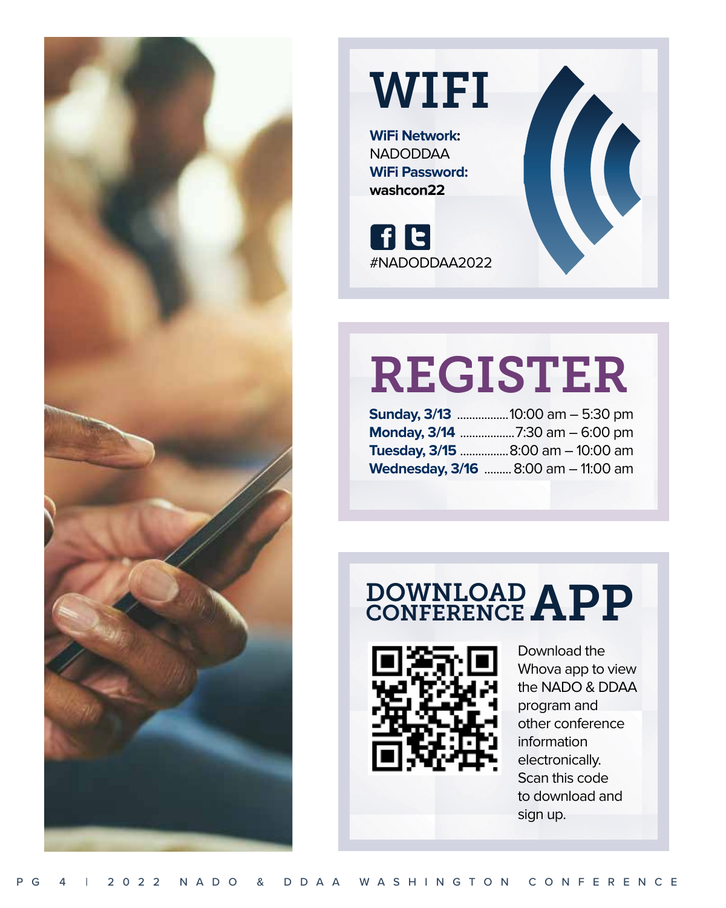# WIFI

**WiFi Network:**
NADODDAA
**WiFi Password:**
**washcon22**

#NADODDAA2022

# REGISTER

**Sunday, 3/13** ................. 10:00 am – 5:30 pm
**Monday, 3/14** .................. 7:30 am – 6:00 pm
**Tuesday, 3/15** ................ 8:00 am – 10:00 am
**Wednesday, 3/16** ......... 8:00 am – 11:00 am

# DOWNLOAD CONFERENCE APP

Download the Whova app to view the NADO & DDAA program and other conference information electronically. Scan this code to download and sign up.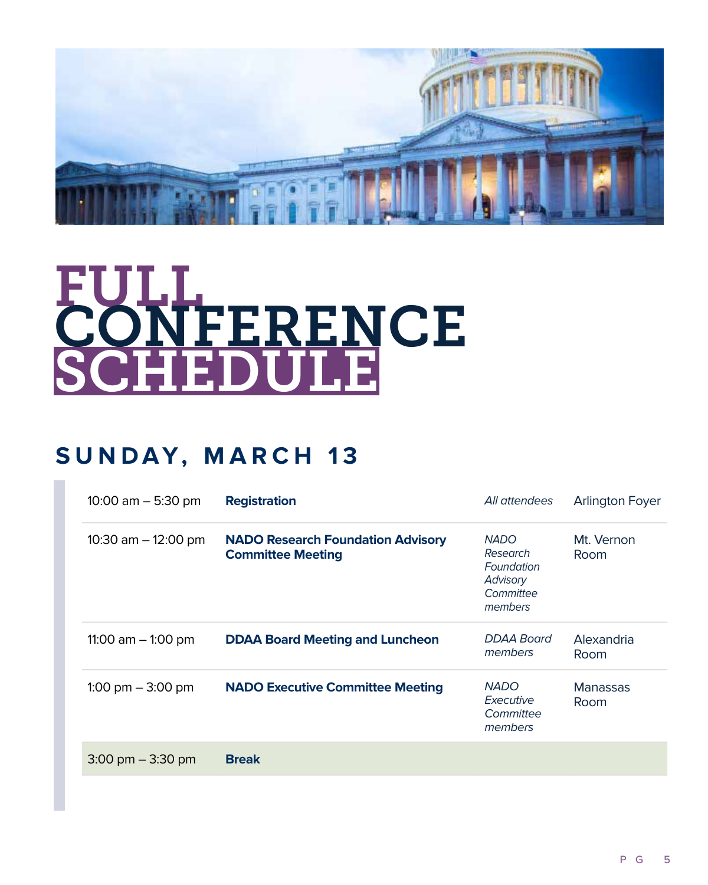# FULL CONFERENCE SCHEDULE

## SUNDAY, MARCH 13

| Time | Event | Attendees | Location |
|---|---|---|---|
| 10:00 am – 5:30 pm | **Registration** | *All attendees* | Arlington Foyer |
| 10:30 am – 12:00 pm | **NADO Research Foundation Advisory Committee Meeting** | *NADO Research Foundation Advisory Committee members* | Mt. Vernon Room |
| 11:00 am – 1:00 pm | **DDAA Board Meeting and Luncheon** | *DDAA Board members* | Alexandria Room |
| 1:00 pm – 3:00 pm | **NADO Executive Committee Meeting** | *NADO Executive Committee members* | Manassas Room |
| 3:00 pm – 3:30 pm | **Break** | | |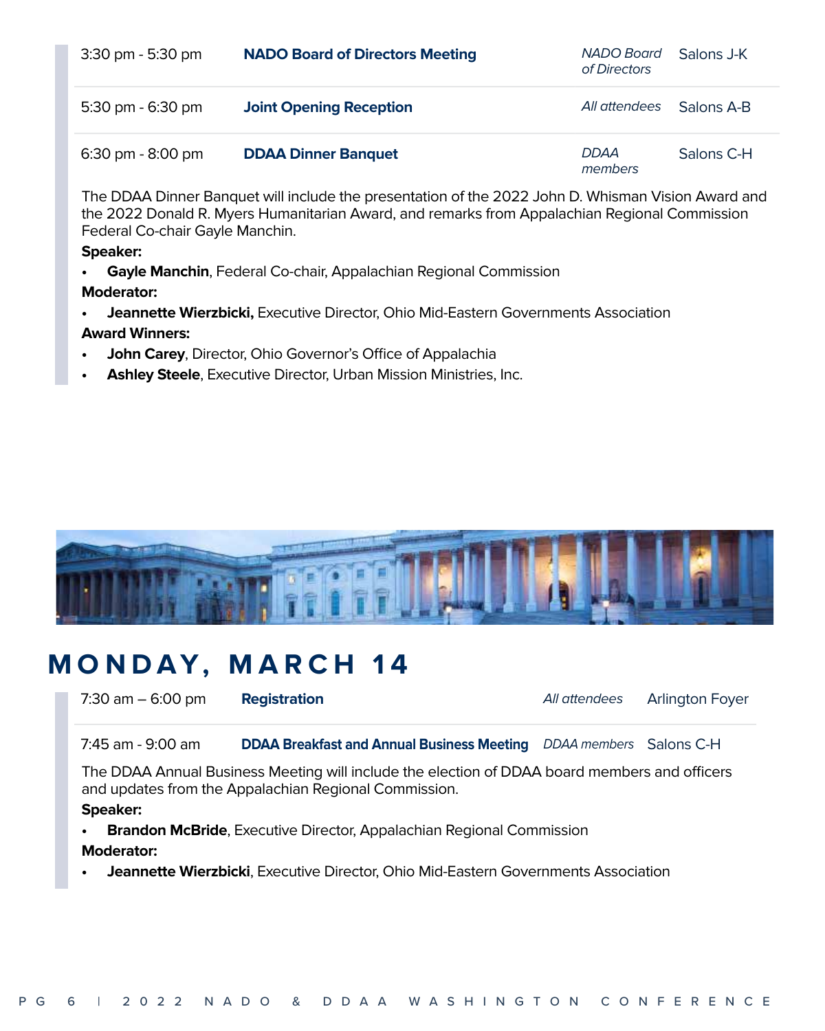| | | | |
|---|---|---|---|
| 3:30 pm - 5:30 pm | **NADO Board of Directors Meeting** | *NADO Board of Directors* | Salons J-K |
| 5:30 pm - 6:30 pm | **Joint Opening Reception** | *All attendees* | Salons A-B |
| 6:30 pm - 8:00 pm | **DDAA Dinner Banquet** | *DDAA members* | Salons C-H |

The DDAA Dinner Banquet will include the presentation of the 2022 John D. Whisman Vision Award and the 2022 Donald R. Myers Humanitarian Award, and remarks from Appalachian Regional Commission Federal Co-chair Gayle Manchin.

**Speaker:**

- **Gayle Manchin**, Federal Co-chair, Appalachian Regional Commission

**Moderator:**

- **Jeannette Wierzbicki,** Executive Director, Ohio Mid-Eastern Governments Association

**Award Winners:**

- **John Carey**, Director, Ohio Governor's Office of Appalachia
- **Ashley Steele**, Executive Director, Urban Mission Ministries, Inc.

# MONDAY, MARCH 14

| | | | |
|---|---|---|---|
| 7:30 am – 6:00 pm | **Registration** | *All attendees* | Arlington Foyer |
| 7:45 am - 9:00 am | **DDAA Breakfast and Annual Business Meeting** | *DDAA members* | Salons C-H |

The DDAA Annual Business Meeting will include the election of DDAA board members and officers and updates from the Appalachian Regional Commission.

**Speaker:**

- **Brandon McBride**, Executive Director, Appalachian Regional Commission

**Moderator:**

- **Jeannette Wierzbicki**, Executive Director, Ohio Mid-Eastern Governments Association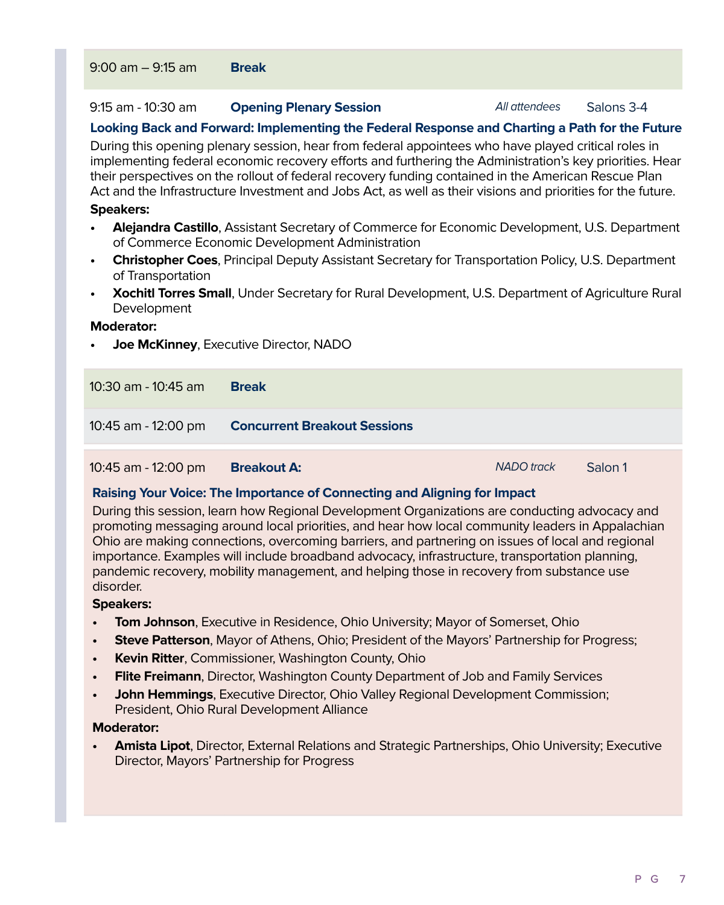**9:00 am – 9:15 am** **Break**

**9:15 am - 10:30 am** **Opening Plenary Session** *All attendees* Salons 3-4

### Looking Back and Forward: Implementing the Federal Response and Charting a Path for the Future

During this opening plenary session, hear from federal appointees who have played critical roles in implementing federal economic recovery efforts and furthering the Administration's key priorities. Hear their perspectives on the rollout of federal recovery funding contained in the American Rescue Plan Act and the Infrastructure Investment and Jobs Act, as well as their visions and priorities for the future.

**Speakers:**

- **Alejandra Castillo**, Assistant Secretary of Commerce for Economic Development, U.S. Department of Commerce Economic Development Administration
- **Christopher Coes**, Principal Deputy Assistant Secretary for Transportation Policy, U.S. Department of Transportation
- **Xochitl Torres Small**, Under Secretary for Rural Development, U.S. Department of Agriculture Rural Development

**Moderator:**

- **Joe McKinney**, Executive Director, NADO

**10:30 am - 10:45 am** **Break**

**10:45 am - 12:00 pm** **Concurrent Breakout Sessions**

**10:45 am - 12:00 pm** **Breakout A:** *NADO track* Salon 1

### Raising Your Voice: The Importance of Connecting and Aligning for Impact

During this session, learn how Regional Development Organizations are conducting advocacy and promoting messaging around local priorities, and hear how local community leaders in Appalachian Ohio are making connections, overcoming barriers, and partnering on issues of local and regional importance. Examples will include broadband advocacy, infrastructure, transportation planning, pandemic recovery, mobility management, and helping those in recovery from substance use disorder.

**Speakers:**

- **Tom Johnson**, Executive in Residence, Ohio University; Mayor of Somerset, Ohio
- **Steve Patterson**, Mayor of Athens, Ohio; President of the Mayors' Partnership for Progress;
- **Kevin Ritter**, Commissioner, Washington County, Ohio
- **Flite Freimann**, Director, Washington County Department of Job and Family Services
- **John Hemmings**, Executive Director, Ohio Valley Regional Development Commission; President, Ohio Rural Development Alliance

**Moderator:**

- **Amista Lipot**, Director, External Relations and Strategic Partnerships, Ohio University; Executive Director, Mayors' Partnership for Progress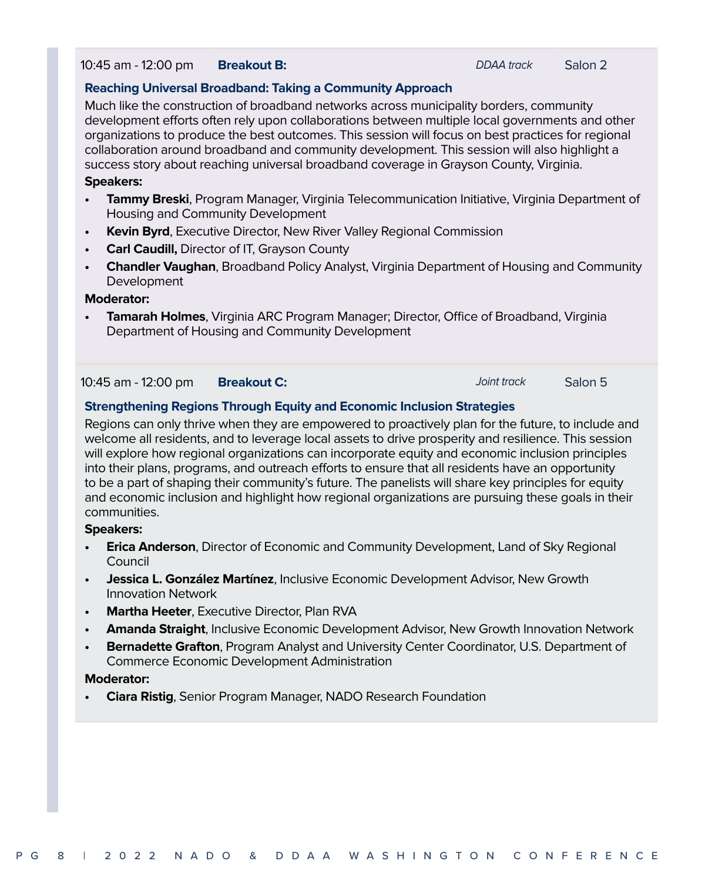10:45 am - 12:00 pm **Breakout B:** *DDAA track* Salon 2

### Reaching Universal Broadband: Taking a Community Approach

Much like the construction of broadband networks across municipality borders, community development efforts often rely upon collaborations between multiple local governments and other organizations to produce the best outcomes. This session will focus on best practices for regional collaboration around broadband and community development. This session will also highlight a success story about reaching universal broadband coverage in Grayson County, Virginia.

**Speakers:**

- **Tammy Breski**, Program Manager, Virginia Telecommunication Initiative, Virginia Department of Housing and Community Development
- **Kevin Byrd**, Executive Director, New River Valley Regional Commission
- **Carl Caudill,** Director of IT, Grayson County
- **Chandler Vaughan**, Broadband Policy Analyst, Virginia Department of Housing and Community Development

**Moderator:**

- **Tamarah Holmes**, Virginia ARC Program Manager; Director, Office of Broadband, Virginia Department of Housing and Community Development

10:45 am - 12:00 pm **Breakout C:** *Joint track* Salon 5

### Strengthening Regions Through Equity and Economic Inclusion Strategies

Regions can only thrive when they are empowered to proactively plan for the future, to include and welcome all residents, and to leverage local assets to drive prosperity and resilience. This session will explore how regional organizations can incorporate equity and economic inclusion principles into their plans, programs, and outreach efforts to ensure that all residents have an opportunity to be a part of shaping their community's future. The panelists will share key principles for equity and economic inclusion and highlight how regional organizations are pursuing these goals in their communities.

**Speakers:**

- **Erica Anderson**, Director of Economic and Community Development, Land of Sky Regional Council
- **Jessica L. González Martínez**, Inclusive Economic Development Advisor, New Growth Innovation Network
- **Martha Heeter**, Executive Director, Plan RVA
- **Amanda Straight**, Inclusive Economic Development Advisor, New Growth Innovation Network
- **Bernadette Grafton**, Program Analyst and University Center Coordinator, U.S. Department of Commerce Economic Development Administration

**Moderator:**

- **Ciara Ristig**, Senior Program Manager, NADO Research Foundation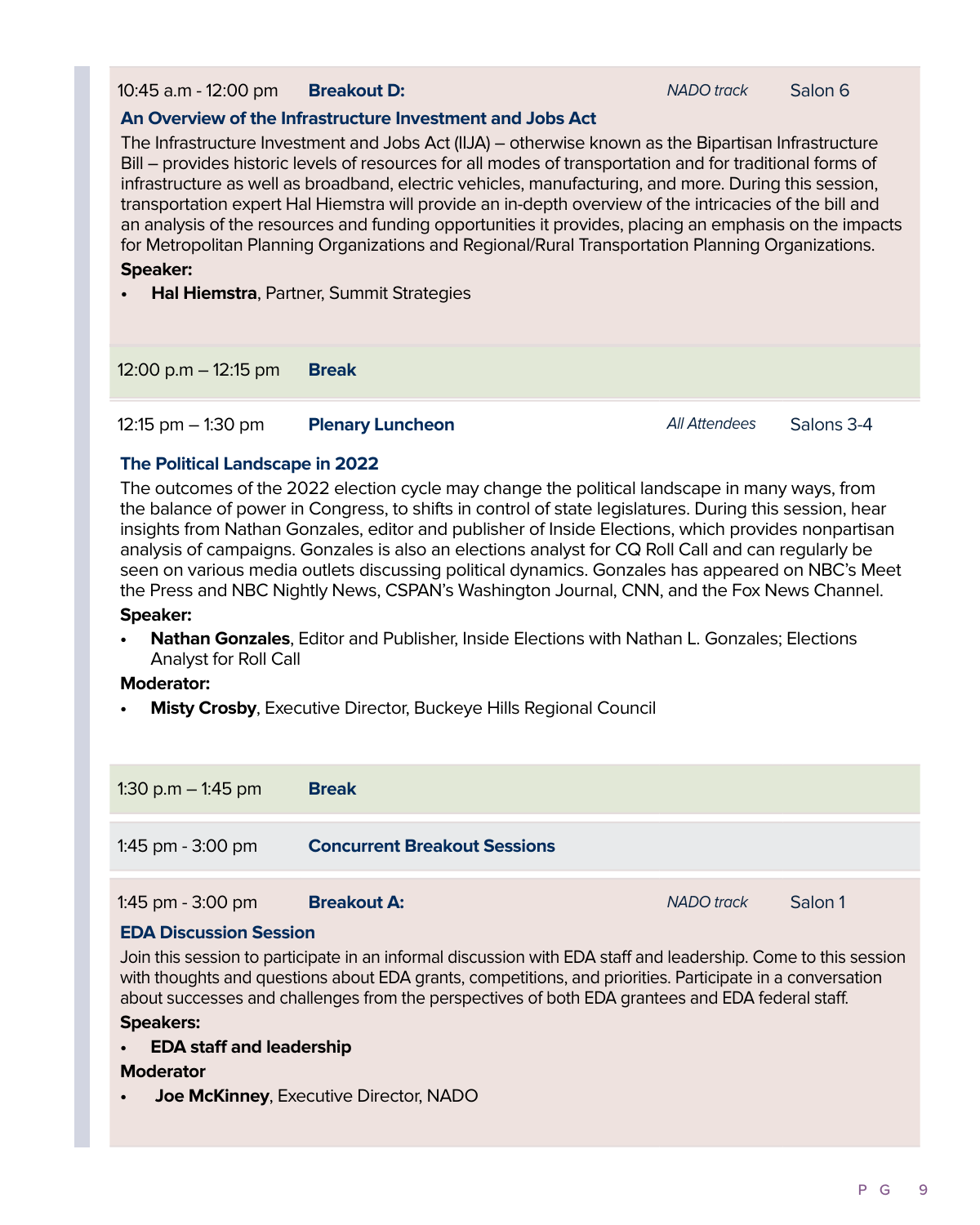10:45 a.m - 12:00 pm **Breakout D:** *NADO track* Salon 6

### An Overview of the Infrastructure Investment and Jobs Act

The Infrastructure Investment and Jobs Act (IIJA) – otherwise known as the Bipartisan Infrastructure Bill – provides historic levels of resources for all modes of transportation and for traditional forms of infrastructure as well as broadband, electric vehicles, manufacturing, and more. During this session, transportation expert Hal Hiemstra will provide an in-depth overview of the intricacies of the bill and an analysis of the resources and funding opportunities it provides, placing an emphasis on the impacts for Metropolitan Planning Organizations and Regional/Rural Transportation Planning Organizations.

**Speaker:**

- **Hal Hiemstra**, Partner, Summit Strategies

12:00 p.m – 12:15 pm **Break**

12:15 pm – 1:30 pm **Plenary Luncheon** *All Attendees* Salons 3-4

### The Political Landscape in 2022

The outcomes of the 2022 election cycle may change the political landscape in many ways, from the balance of power in Congress, to shifts in control of state legislatures. During this session, hear insights from Nathan Gonzales, editor and publisher of Inside Elections, which provides nonpartisan analysis of campaigns. Gonzales is also an elections analyst for CQ Roll Call and can regularly be seen on various media outlets discussing political dynamics. Gonzales has appeared on NBC's Meet the Press and NBC Nightly News, CSPAN's Washington Journal, CNN, and the Fox News Channel.

**Speaker:**

- **Nathan Gonzales**, Editor and Publisher, Inside Elections with Nathan L. Gonzales; Elections Analyst for Roll Call

**Moderator:**

- **Misty Crosby**, Executive Director, Buckeye Hills Regional Council

1:30 p.m – 1:45 pm **Break**

1:45 pm - 3:00 pm **Concurrent Breakout Sessions**

1:45 pm - 3:00 pm **Breakout A:** *NADO track* Salon 1

### EDA Discussion Session

Join this session to participate in an informal discussion with EDA staff and leadership. Come to this session with thoughts and questions about EDA grants, competitions, and priorities. Participate in a conversation about successes and challenges from the perspectives of both EDA grantees and EDA federal staff.

**Speakers:**

- **EDA staff and leadership**

**Moderator**

- **Joe McKinney**, Executive Director, NADO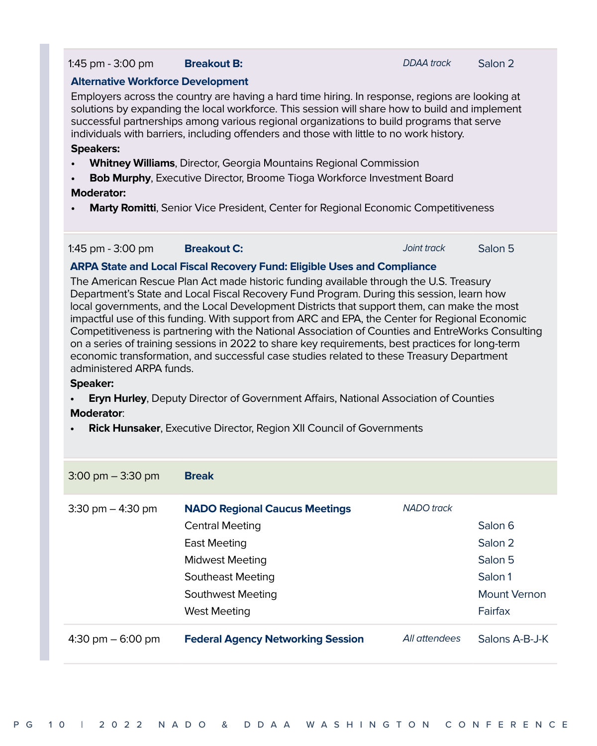1:45 pm - 3:00 pm **Breakout B:** *DDAA track* Salon 2

### Alternative Workforce Development

Employers across the country are having a hard time hiring. In response, regions are looking at solutions by expanding the local workforce. This session will share how to build and implement successful partnerships among various regional organizations to build programs that serve individuals with barriers, including offenders and those with little to no work history.

**Speakers:**

- **Whitney Williams**, Director, Georgia Mountains Regional Commission
- **Bob Murphy**, Executive Director, Broome Tioga Workforce Investment Board

**Moderator:**

- **Marty Romitti**, Senior Vice President, Center for Regional Economic Competitiveness

1:45 pm - 3:00 pm **Breakout C:** *Joint track* Salon 5

### ARPA State and Local Fiscal Recovery Fund: Eligible Uses and Compliance

The American Rescue Plan Act made historic funding available through the U.S. Treasury Department's State and Local Fiscal Recovery Fund Program. During this session, learn how local governments, and the Local Development Districts that support them, can make the most impactful use of this funding. With support from ARC and EPA, the Center for Regional Economic Competitiveness is partnering with the National Association of Counties and EntreWorks Consulting on a series of training sessions in 2022 to share key requirements, best practices for long-term economic transformation, and successful case studies related to these Treasury Department administered ARPA funds.

**Speaker:**

- **Eryn Hurley**, Deputy Director of Government Affairs, National Association of Counties

**Moderator**:

- **Rick Hunsaker**, Executive Director, Region XII Council of Governments

| Time | Session | Track | Location |
|---|---|---|---|
| 3:00 pm – 3:30 pm | **Break** | | |
| 3:30 pm – 4:30 pm | **NADO Regional Caucus Meetings** | *NADO track* | |
| | Central Meeting | | Salon 6 |
| | East Meeting | | Salon 2 |
| | Midwest Meeting | | Salon 5 |
| | Southeast Meeting | | Salon 1 |
| | Southwest Meeting | | Mount Vernon |
| | West Meeting | | Fairfax |
| 4:30 pm – 6:00 pm | **Federal Agency Networking Session** | *All attendees* | Salons A-B-J-K |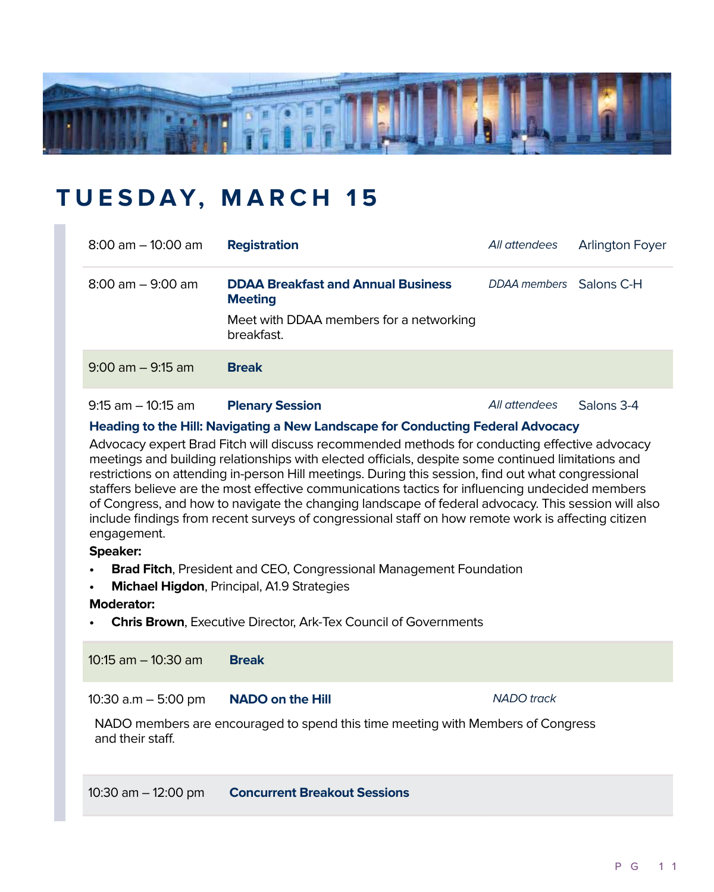# TUESDAY, MARCH 15

| | | | |
|---|---|---|---|
| 8:00 am – 10:00 am | **Registration** | *All attendees* | Arlington Foyer |
| 8:00 am – 9:00 am | **DDAA Breakfast and Annual Business Meeting**<br>Meet with DDAA members for a networking breakfast. | *DDAA members* | Salons C-H |
| 9:00 am – 9:15 am | **Break** | | |
| 9:15 am – 10:15 am | **Plenary Session** | *All attendees* | Salons 3-4 |

**Heading to the Hill: Navigating a New Landscape for Conducting Federal Advocacy**

Advocacy expert Brad Fitch will discuss recommended methods for conducting effective advocacy meetings and building relationships with elected officials, despite some continued limitations and restrictions on attending in-person Hill meetings. During this session, find out what congressional staffers believe are the most effective communications tactics for influencing undecided members of Congress, and how to navigate the changing landscape of federal advocacy. This session will also include findings from recent surveys of congressional staff on how remote work is affecting citizen engagement.

**Speaker:**

- **Brad Fitch**, President and CEO, Congressional Management Foundation
- **Michael Higdon**, Principal, A1.9 Strategies

**Moderator:**

- **Chris Brown**, Executive Director, Ark-Tex Council of Governments

| | | | |
|---|---|---|---|
| 10:15 am – 10:30 am | **Break** | | |
| 10:30 a.m – 5:00 pm | **NADO on the Hill**<br>NADO members are encouraged to spend this time meeting with Members of Congress and their staff. | *NADO track* | |
| 10:30 am – 12:00 pm | **Concurrent Breakout Sessions** | | |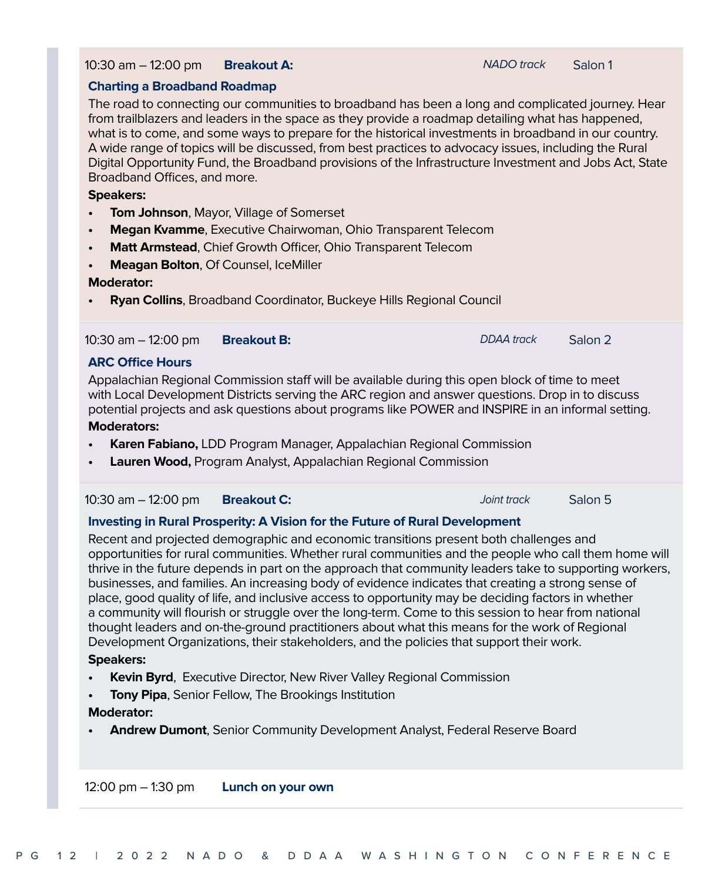10:30 am – 12:00 pm **Breakout A:** *NADO track* Salon 1

### Charting a Broadband Roadmap

The road to connecting our communities to broadband has been a long and complicated journey. Hear from trailblazers and leaders in the space as they provide a roadmap detailing what has happened, what is to come, and some ways to prepare for the historical investments in broadband in our country. A wide range of topics will be discussed, from best practices to advocacy issues, including the Rural Digital Opportunity Fund, the Broadband provisions of the Infrastructure Investment and Jobs Act, State Broadband Offices, and more.

**Speakers:**

- **Tom Johnson**, Mayor, Village of Somerset
- **Megan Kvamme**, Executive Chairwoman, Ohio Transparent Telecom
- **Matt Armstead**, Chief Growth Officer, Ohio Transparent Telecom
- **Meagan Bolton**, Of Counsel, IceMiller

**Moderator:**

- **Ryan Collins**, Broadband Coordinator, Buckeye Hills Regional Council

10:30 am – 12:00 pm **Breakout B:** *DDAA track* Salon 2

### ARC Office Hours

Appalachian Regional Commission staff will be available during this open block of time to meet with Local Development Districts serving the ARC region and answer questions. Drop in to discuss potential projects and ask questions about programs like POWER and INSPIRE in an informal setting.

**Moderators:**

- **Karen Fabiano,** LDD Program Manager, Appalachian Regional Commission
- **Lauren Wood,** Program Analyst, Appalachian Regional Commission

10:30 am – 12:00 pm **Breakout C:** *Joint track* Salon 5

### Investing in Rural Prosperity: A Vision for the Future of Rural Development

Recent and projected demographic and economic transitions present both challenges and opportunities for rural communities. Whether rural communities and the people who call them home will thrive in the future depends in part on the approach that community leaders take to supporting workers, businesses, and families. An increasing body of evidence indicates that creating a strong sense of place, good quality of life, and inclusive access to opportunity may be deciding factors in whether a community will flourish or struggle over the long-term. Come to this session to hear from national thought leaders and on-the-ground practitioners about what this means for the work of Regional Development Organizations, their stakeholders, and the policies that support their work.

**Speakers:**

- **Kevin Byrd**, Executive Director, New River Valley Regional Commission
- **Tony Pipa**, Senior Fellow, The Brookings Institution

**Moderator:**

- **Andrew Dumont**, Senior Community Development Analyst, Federal Reserve Board

12:00 pm – 1:30 pm **Lunch on your own**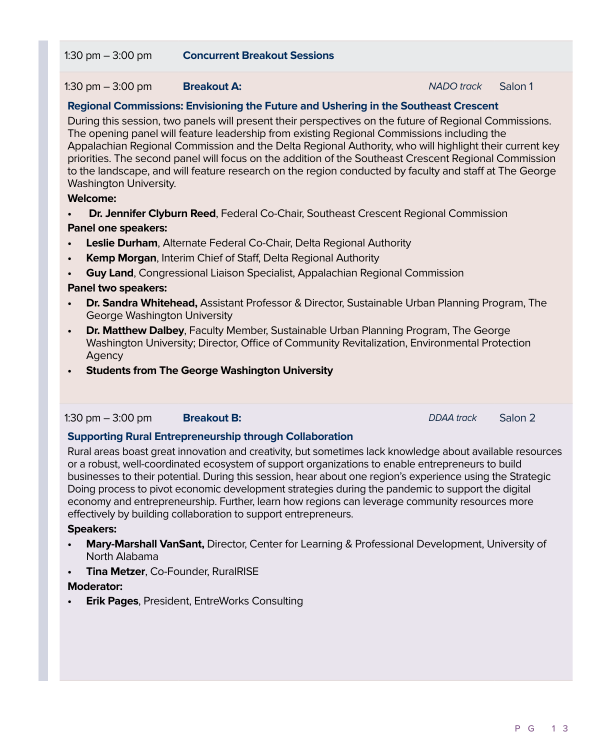1:30 pm – 3:00 pm **Concurrent Breakout Sessions**

1:30 pm – 3:00 pm **Breakout A:** *NADO track* Salon 1

### Regional Commissions: Envisioning the Future and Ushering in the Southeast Crescent

During this session, two panels will present their perspectives on the future of Regional Commissions. The opening panel will feature leadership from existing Regional Commissions including the Appalachian Regional Commission and the Delta Regional Authority, who will highlight their current key priorities. The second panel will focus on the addition of the Southeast Crescent Regional Commission to the landscape, and will feature research on the region conducted by faculty and staff at The George Washington University.

**Welcome:**

- **Dr. Jennifer Clyburn Reed**, Federal Co-Chair, Southeast Crescent Regional Commission

**Panel one speakers:**

- **Leslie Durham**, Alternate Federal Co-Chair, Delta Regional Authority
- **Kemp Morgan**, Interim Chief of Staff, Delta Regional Authority
- **Guy Land**, Congressional Liaison Specialist, Appalachian Regional Commission

**Panel two speakers:**

- **Dr. Sandra Whitehead,** Assistant Professor & Director, Sustainable Urban Planning Program, The George Washington University
- **Dr. Matthew Dalbey**, Faculty Member, Sustainable Urban Planning Program, The George Washington University; Director, Office of Community Revitalization, Environmental Protection Agency
- **Students from The George Washington University**

1:30 pm – 3:00 pm **Breakout B:** *DDAA track* Salon 2

### Supporting Rural Entrepreneurship through Collaboration

Rural areas boast great innovation and creativity, but sometimes lack knowledge about available resources or a robust, well-coordinated ecosystem of support organizations to enable entrepreneurs to build businesses to their potential. During this session, hear about one region's experience using the Strategic Doing process to pivot economic development strategies during the pandemic to support the digital economy and entrepreneurship. Further, learn how regions can leverage community resources more effectively by building collaboration to support entrepreneurs.

**Speakers:**

- **Mary-Marshall VanSant,** Director, Center for Learning & Professional Development, University of North Alabama
- **Tina Metzer**, Co-Founder, RuralRISE

**Moderator:**

- **Erik Pages**, President, EntreWorks Consulting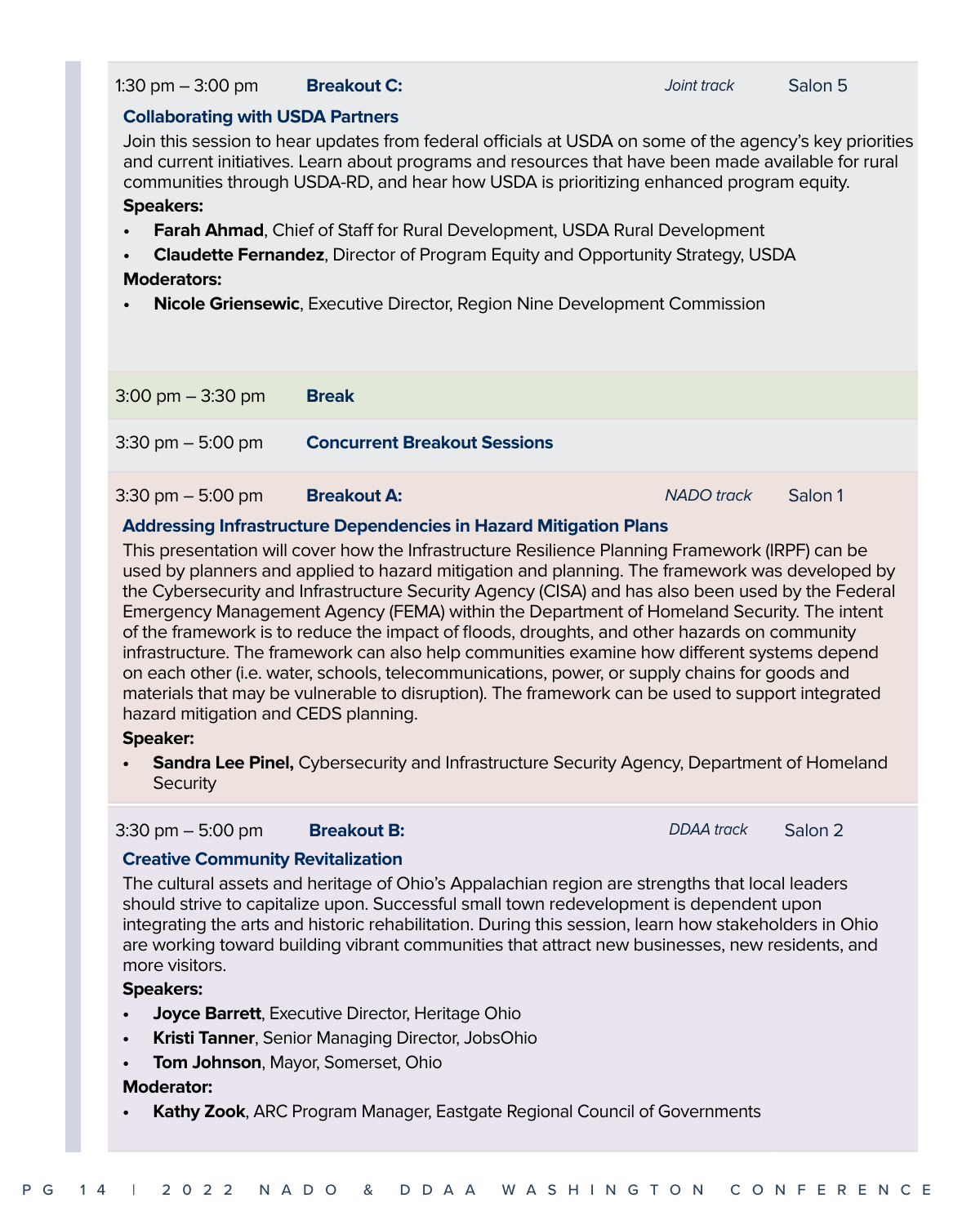1:30 pm – 3:00 pm **Breakout C:** *Joint track* Salon 5

### Collaborating with USDA Partners

Join this session to hear updates from federal officials at USDA on some of the agency's key priorities and current initiatives. Learn about programs and resources that have been made available for rural communities through USDA-RD, and hear how USDA is prioritizing enhanced program equity.

**Speakers:**

- **Farah Ahmad**, Chief of Staff for Rural Development, USDA Rural Development
- **Claudette Fernandez**, Director of Program Equity and Opportunity Strategy, USDA

**Moderators:**

- **Nicole Griensewic**, Executive Director, Region Nine Development Commission

3:00 pm – 3:30 pm **Break**

3:30 pm – 5:00 pm **Concurrent Breakout Sessions**

3:30 pm – 5:00 pm **Breakout A:** *NADO track* Salon 1

### Addressing Infrastructure Dependencies in Hazard Mitigation Plans

This presentation will cover how the Infrastructure Resilience Planning Framework (IRPF) can be used by planners and applied to hazard mitigation and planning. The framework was developed by the Cybersecurity and Infrastructure Security Agency (CISA) and has also been used by the Federal Emergency Management Agency (FEMA) within the Department of Homeland Security. The intent of the framework is to reduce the impact of floods, droughts, and other hazards on community infrastructure. The framework can also help communities examine how different systems depend on each other (i.e. water, schools, telecommunications, power, or supply chains for goods and materials that may be vulnerable to disruption). The framework can be used to support integrated hazard mitigation and CEDS planning.

**Speaker:**

- **Sandra Lee Pinel,** Cybersecurity and Infrastructure Security Agency, Department of Homeland Security

3:30 pm – 5:00 pm **Breakout B:** *DDAA track* Salon 2

### Creative Community Revitalization

The cultural assets and heritage of Ohio's Appalachian region are strengths that local leaders should strive to capitalize upon. Successful small town redevelopment is dependent upon integrating the arts and historic rehabilitation. During this session, learn how stakeholders in Ohio are working toward building vibrant communities that attract new businesses, new residents, and more visitors.

**Speakers:**

- **Joyce Barrett**, Executive Director, Heritage Ohio
- **Kristi Tanner**, Senior Managing Director, JobsOhio
- **Tom Johnson**, Mayor, Somerset, Ohio

**Moderator:**

- **Kathy Zook**, ARC Program Manager, Eastgate Regional Council of Governments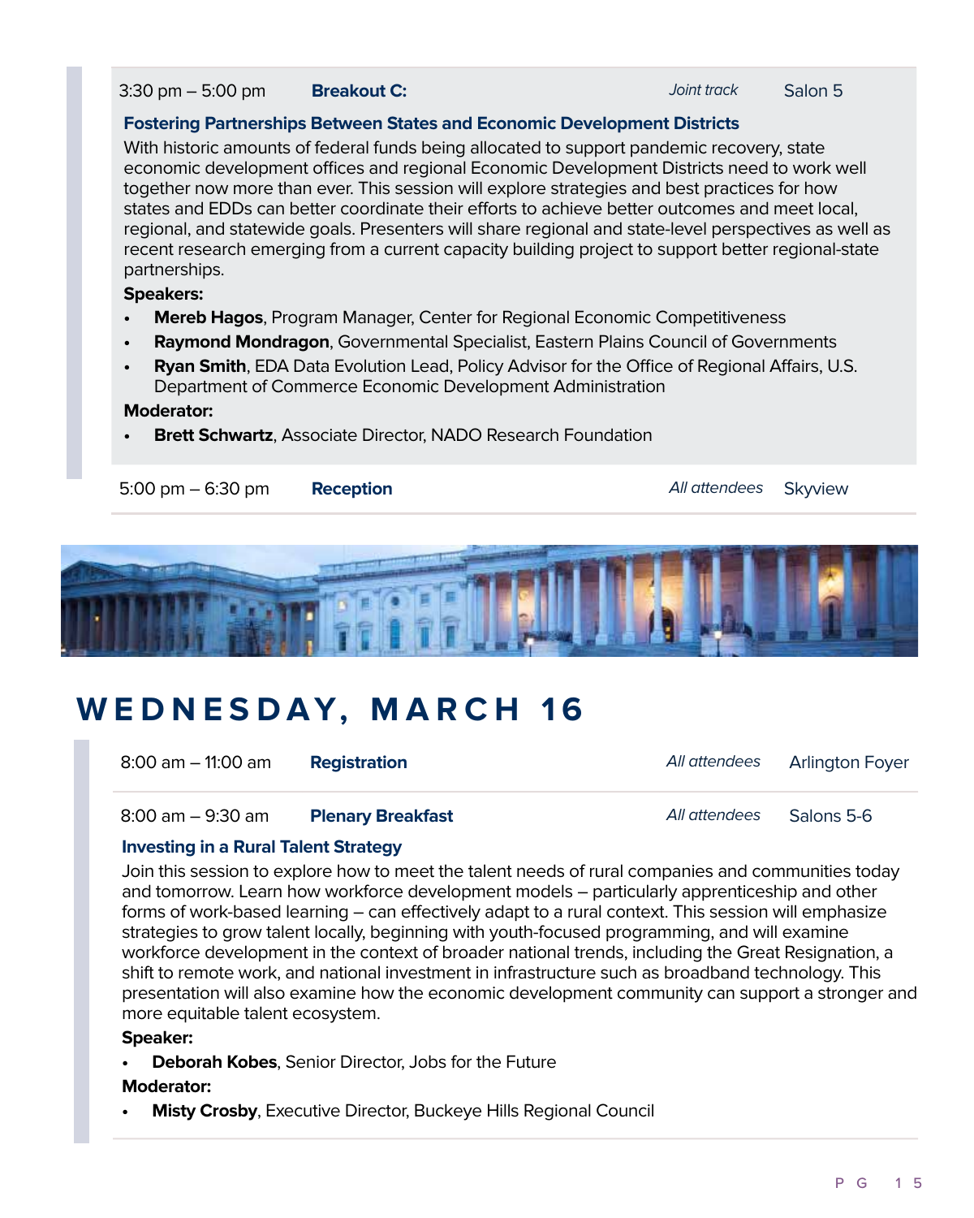3:30 pm – 5:00 pm **Breakout C:** *Joint track* Salon 5

**Fostering Partnerships Between States and Economic Development Districts**

With historic amounts of federal funds being allocated to support pandemic recovery, state economic development offices and regional Economic Development Districts need to work well together now more than ever. This session will explore strategies and best practices for how states and EDDs can better coordinate their efforts to achieve better outcomes and meet local, regional, and statewide goals. Presenters will share regional and state-level perspectives as well as recent research emerging from a current capacity building project to support better regional-state partnerships.

**Speakers:**

- **Mereb Hagos**, Program Manager, Center for Regional Economic Competitiveness
- **Raymond Mondragon**, Governmental Specialist, Eastern Plains Council of Governments
- **Ryan Smith**, EDA Data Evolution Lead, Policy Advisor for the Office of Regional Affairs, U.S. Department of Commerce Economic Development Administration

**Moderator:**

- **Brett Schwartz**, Associate Director, NADO Research Foundation

5:00 pm – 6:30 pm **Reception** *All attendees* Skyview

# WEDNESDAY, MARCH 16

8:00 am – 11:00 am **Registration** *All attendees* Arlington Foyer

8:00 am – 9:30 am **Plenary Breakfast** *All attendees* Salons 5-6

**Investing in a Rural Talent Strategy**

Join this session to explore how to meet the talent needs of rural companies and communities today and tomorrow. Learn how workforce development models – particularly apprenticeship and other forms of work-based learning – can effectively adapt to a rural context. This session will emphasize strategies to grow talent locally, beginning with youth-focused programming, and will examine workforce development in the context of broader national trends, including the Great Resignation, a shift to remote work, and national investment in infrastructure such as broadband technology. This presentation will also examine how the economic development community can support a stronger and more equitable talent ecosystem.

**Speaker:**

- **Deborah Kobes**, Senior Director, Jobs for the Future

**Moderator:**

- **Misty Crosby**, Executive Director, Buckeye Hills Regional Council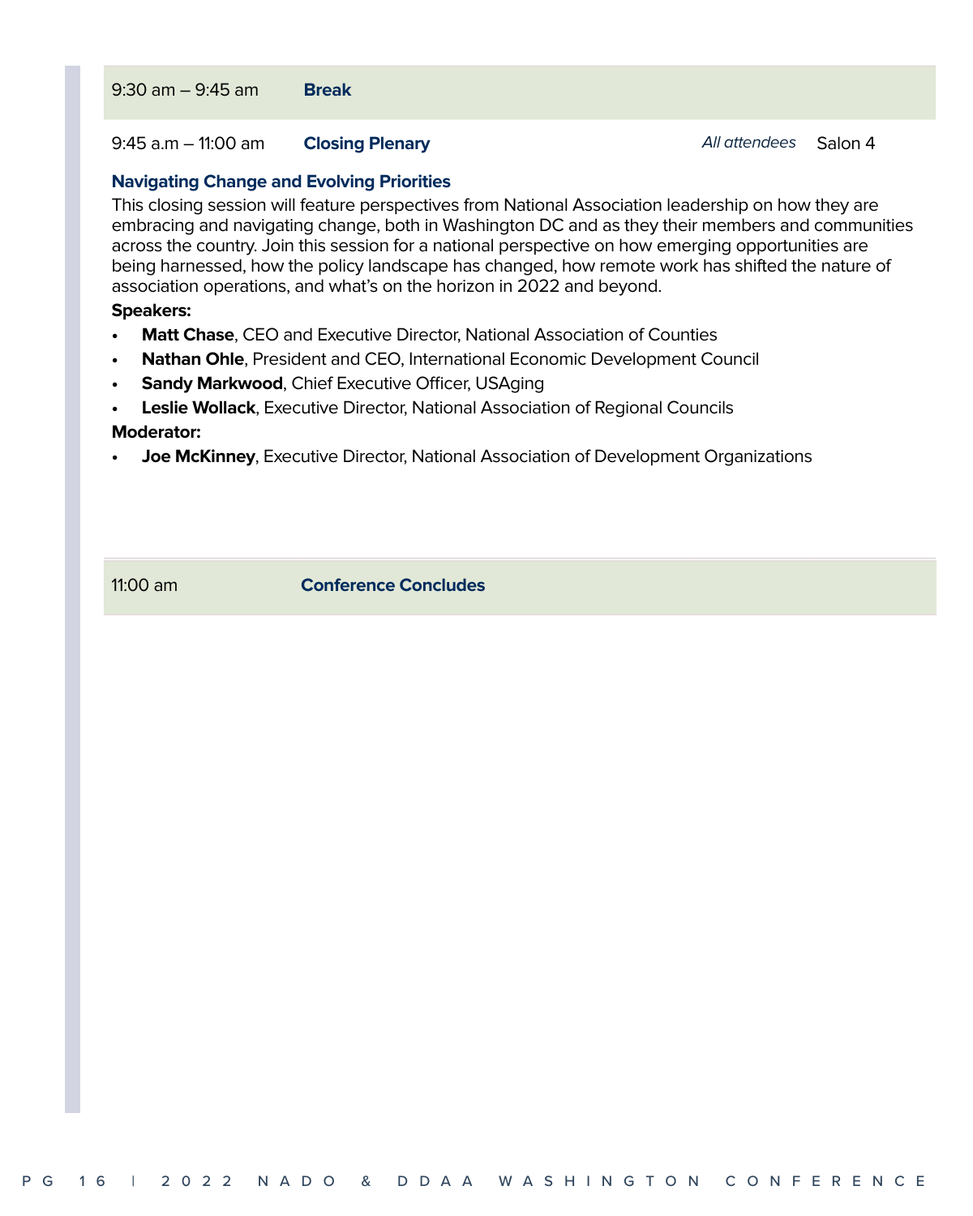9:30 am – 9:45 am **Break**

9:45 a.m – 11:00 am **Closing Plenary** *All attendees* Salon 4

### Navigating Change and Evolving Priorities

This closing session will feature perspectives from National Association leadership on how they are embracing and navigating change, both in Washington DC and as they their members and communities across the country. Join this session for a national perspective on how emerging opportunities are being harnessed, how the policy landscape has changed, how remote work has shifted the nature of association operations, and what's on the horizon in 2022 and beyond.

**Speakers:**

- **Matt Chase**, CEO and Executive Director, National Association of Counties
- **Nathan Ohle**, President and CEO, International Economic Development Council
- **Sandy Markwood**, Chief Executive Officer, USAging
- **Leslie Wollack**, Executive Director, National Association of Regional Councils

**Moderator:**

- **Joe McKinney**, Executive Director, National Association of Development Organizations

11:00 am **Conference Concludes**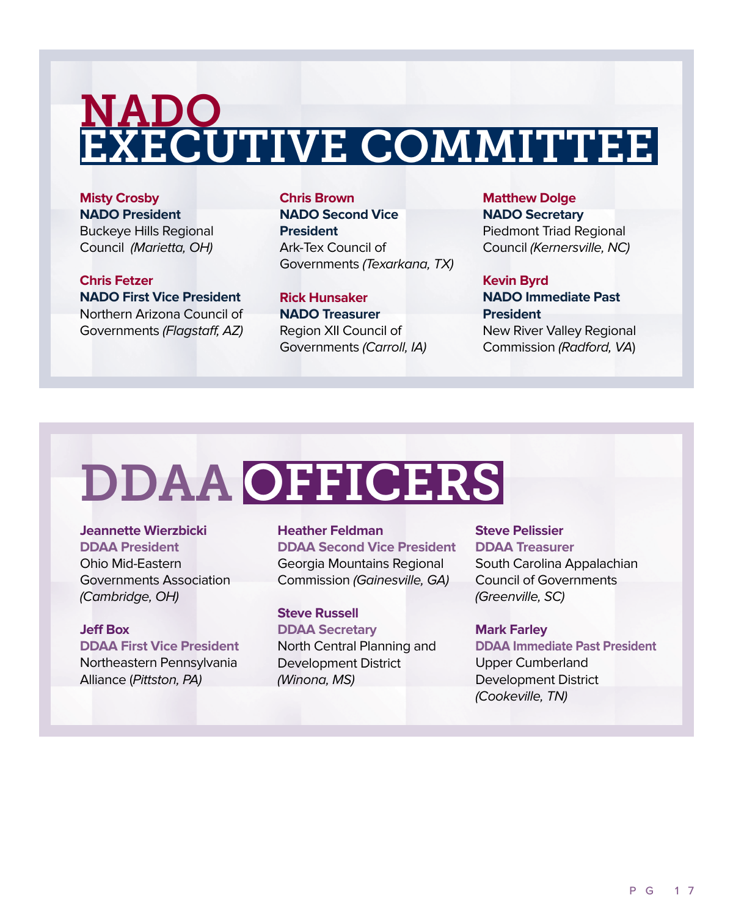# NADO EXECUTIVE COMMITTEE

**Misty Crosby**
**NADO President**
Buckeye Hills Regional Council *(Marietta, OH)*

**Chris Fetzer**
**NADO First Vice President**
Northern Arizona Council of Governments *(Flagstaff, AZ)*

**Chris Brown**
**NADO Second Vice President**
Ark-Tex Council of Governments *(Texarkana, TX)*

**Rick Hunsaker**
**NADO Treasurer**
Region XII Council of Governments *(Carroll, IA)*

**Matthew Dolge**
**NADO Secretary**
Piedmont Triad Regional Council *(Kernersville, NC)*

**Kevin Byrd**
**NADO Immediate Past President**
New River Valley Regional Commission *(Radford, VA)*

# DDAA OFFICERS

**Jeannette Wierzbicki**
**DDAA President**
Ohio Mid-Eastern Governments Association *(Cambridge, OH)*

**Jeff Box**
**DDAA First Vice President**
Northeastern Pennsylvania Alliance (*Pittston, PA)*

**Heather Feldman**
**DDAA Second Vice President**
Georgia Mountains Regional Commission *(Gainesville, GA)*

**Steve Russell**
**DDAA Secretary**
North Central Planning and Development District *(Winona, MS)*

**Steve Pelissier**
**DDAA Treasurer**
South Carolina Appalachian Council of Governments *(Greenville, SC)*

**Mark Farley**
**DDAA Immediate Past President**
Upper Cumberland Development District *(Cookeville, TN)*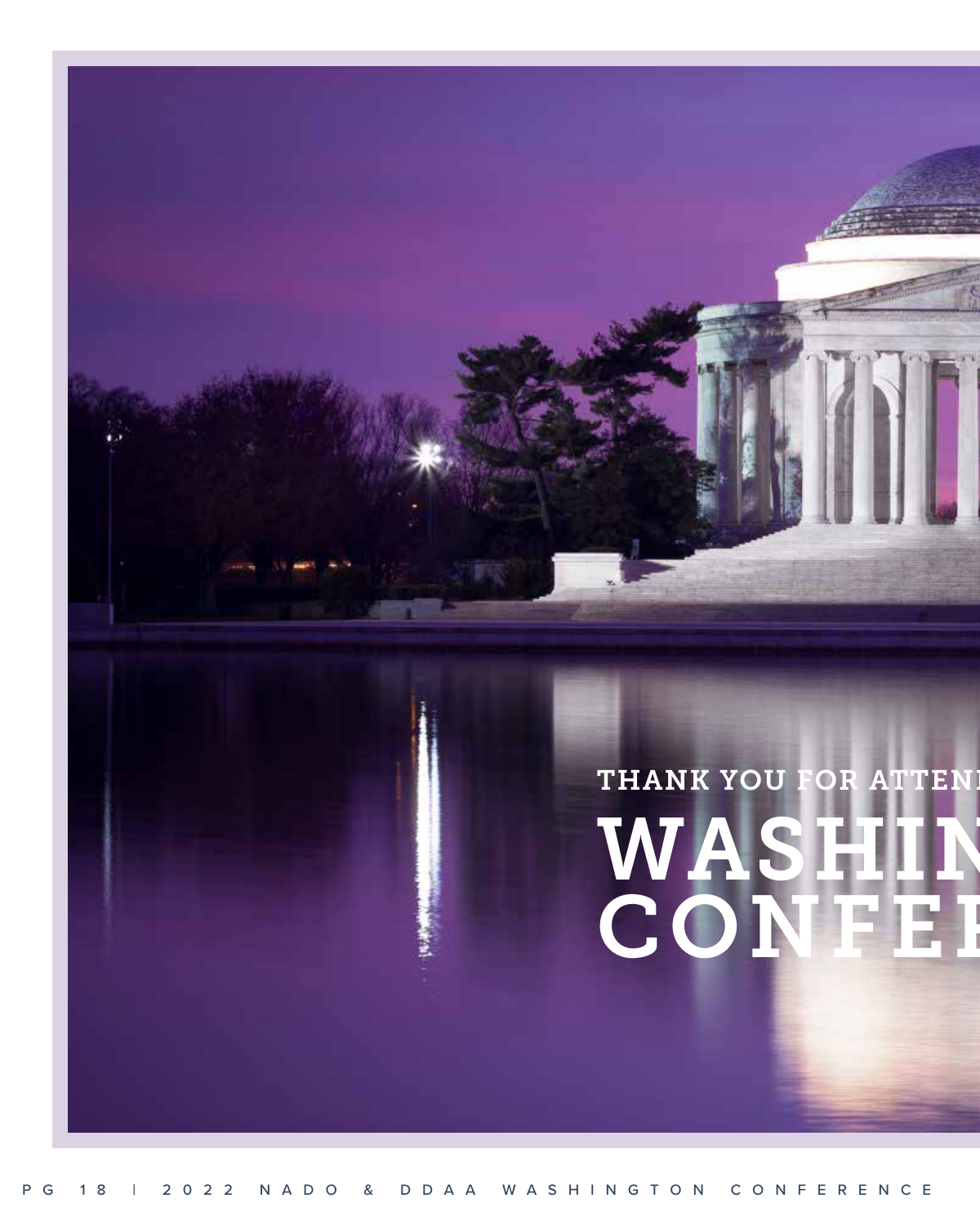THANK YOU FOR ATTENI

# WASHIN CONFEI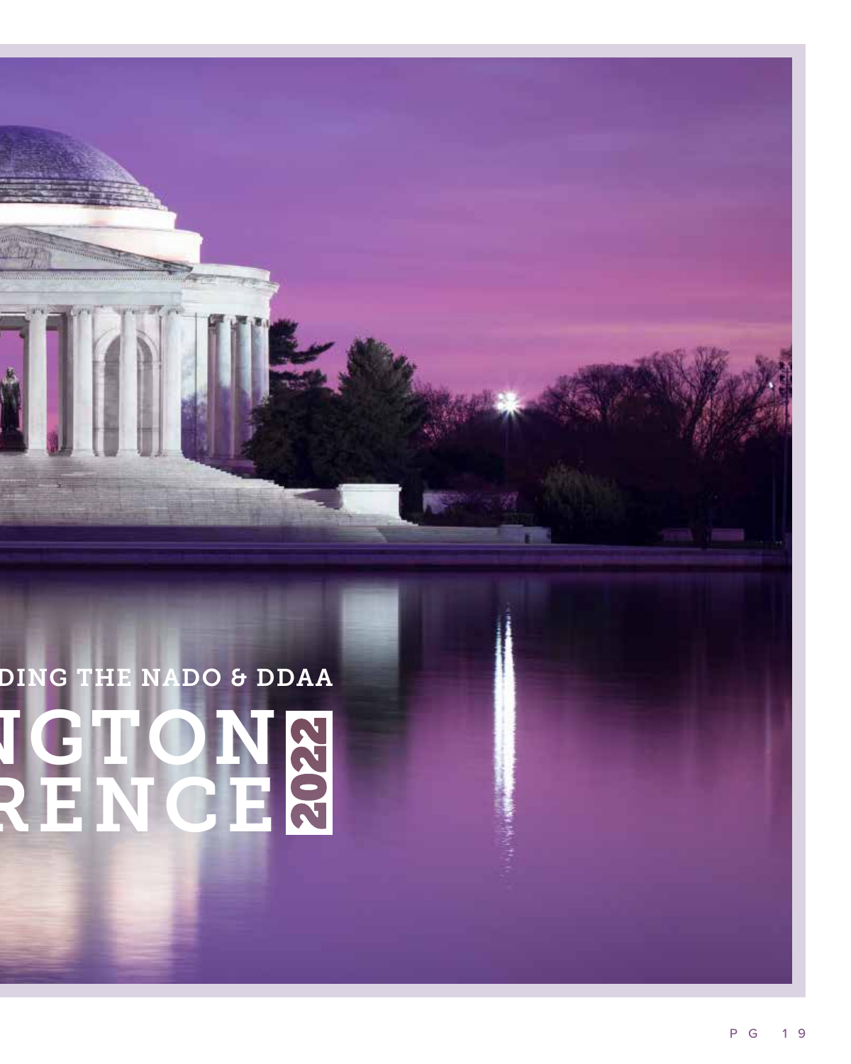DING THE NADO & DDAA

# NGTON RENCE 2022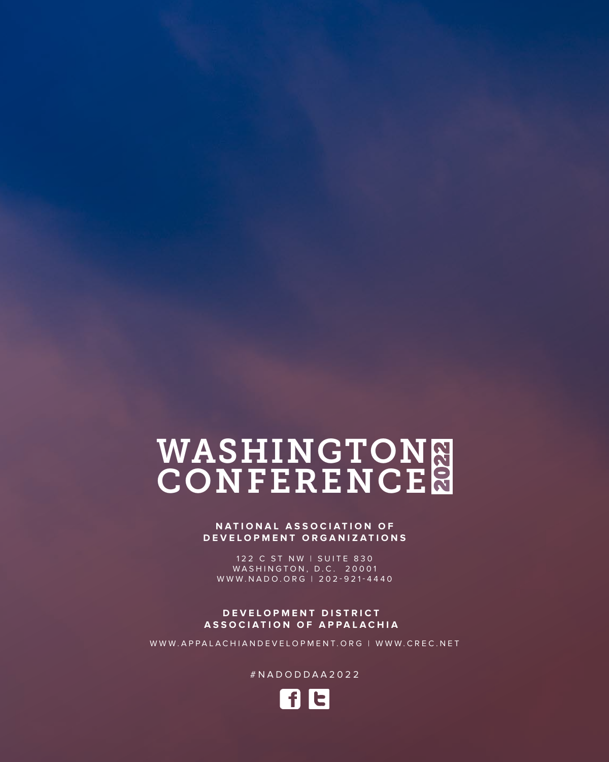# WASHINGTON CONFERENCE 2022

**NATIONAL ASSOCIATION OF DEVELOPMENT ORGANIZATIONS**

122 C ST NW | SUITE 830
WASHINGTON, D.C. 20001
WWW.NADO.ORG | 202-921-4440

**DEVELOPMENT DISTRICT ASSOCIATION OF APPALACHIA**

WWW.APPALACHIANDEVELOPMENT.ORG | WWW.CREC.NET

#NADODDAA2022